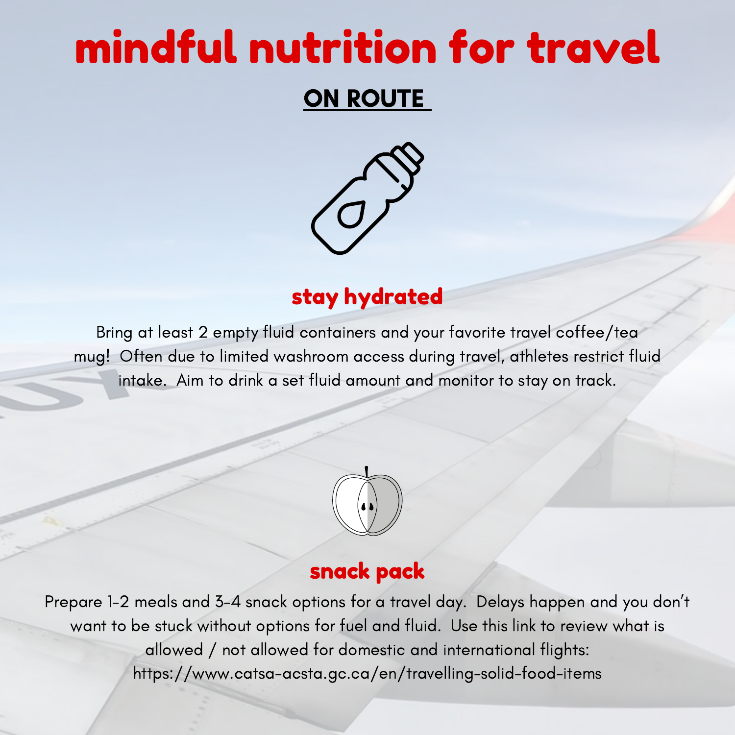# mindful nutrition for travel

## ON ROUTE

### stay hydrated

Bring at least 2 empty fluid containers and your favorite travel coffee/tea mug! Often due to limited washroom access during travel, athletes restrict fluid intake. Aim to drink a set fluid amount and monitor to stay on track.

### snack pack

Prepare 1-2 meals and 3-4 snack options for a travel day. Delays happen and you don't want to be stuck without options for fuel and fluid. Use this link to review what is allowed / not allowed for domestic and international flights: https://www.catsa-acsta.gc.ca/en/travelling-solid-food-items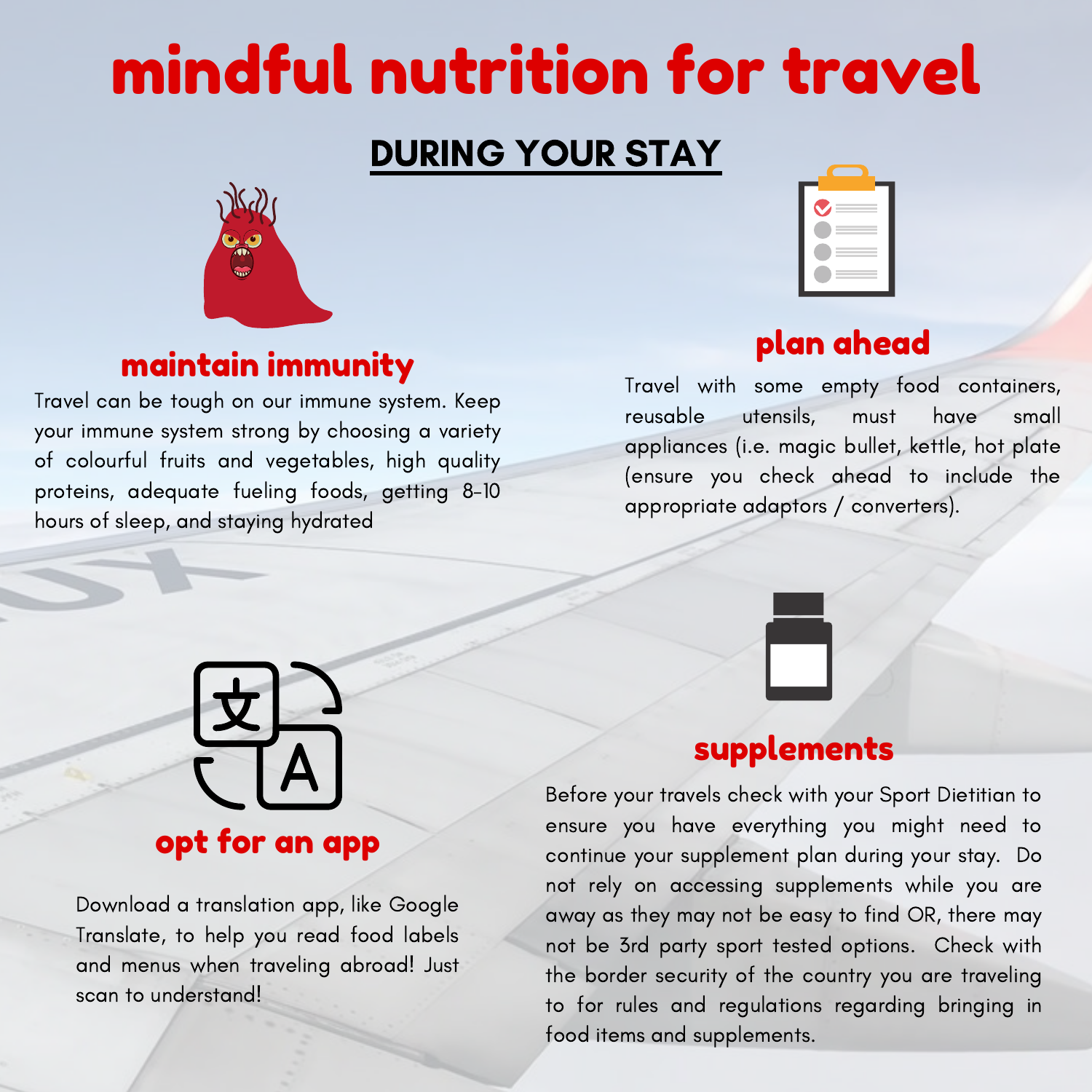# mindful nutrition for travel

## DURING YOUR STAY

### maintain immunity

Travel can be tough on our immune system. Keep your immune system strong by choosing a variety of colourful fruits and vegetables, high quality proteins, adequate fueling foods, getting 8-10 hours of sleep, and staying hydrated

### plan ahead

Travel with some empty food containers, reusable utensils, must have small appliances (i.e. magic bullet, kettle, hot plate (ensure you check ahead to include the appropriate adaptors / converters).

### opt for an app

Download a translation app, like Google Translate, to help you read food labels and menus when traveling abroad! Just scan to understand!

### supplements

Before your travels check with your Sport Dietitian to ensure you have everything you might need to continue your supplement plan during your stay. Do not rely on accessing supplements while you are away as they may not be easy to find OR, there may not be 3rd party sport tested options. Check with the border security of the country you are traveling to for rules and regulations regarding bringing in food items and supplements.